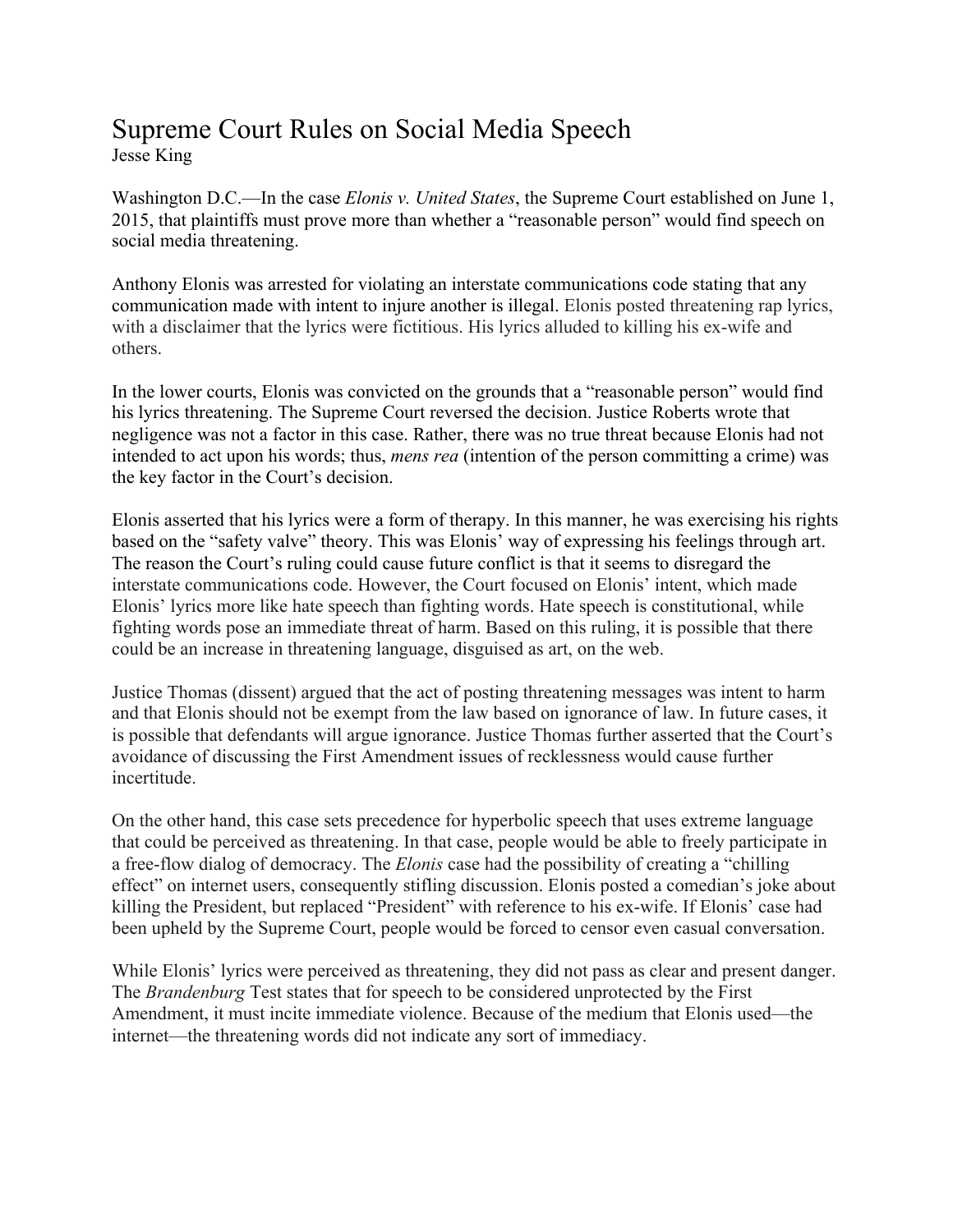# Supreme Court Rules on Social Media Speech

Jesse King

Washington D.C.—In the case *Elonis v. United States*, the Supreme Court established on June 1, 2015, that plaintiffs must prove more than whether a "reasonable person" would find speech on social media threatening.

Anthony Elonis was arrested for violating an interstate communications code stating that any communication made with intent to injure another is illegal. Elonis posted threatening rap lyrics, with a disclaimer that the lyrics were fictitious. His lyrics alluded to killing his ex-wife and others.

In the lower courts, Elonis was convicted on the grounds that a "reasonable person" would find his lyrics threatening. The Supreme Court reversed the decision. Justice Roberts wrote that negligence was not a factor in this case. Rather, there was no true threat because Elonis had not intended to act upon his words; thus, *mens rea* (intention of the person committing a crime) was the key factor in the Court's decision.

Elonis asserted that his lyrics were a form of therapy. In this manner, he was exercising his rights based on the "safety valve" theory. This was Elonis' way of expressing his feelings through art. The reason the Court's ruling could cause future conflict is that it seems to disregard the interstate communications code. However, the Court focused on Elonis' intent, which made Elonis' lyrics more like hate speech than fighting words. Hate speech is constitutional, while fighting words pose an immediate threat of harm. Based on this ruling, it is possible that there could be an increase in threatening language, disguised as art, on the web.

Justice Thomas (dissent) argued that the act of posting threatening messages was intent to harm and that Elonis should not be exempt from the law based on ignorance of law. In future cases, it is possible that defendants will argue ignorance. Justice Thomas further asserted that the Court's avoidance of discussing the First Amendment issues of recklessness would cause further incertitude.

On the other hand, this case sets precedence for hyperbolic speech that uses extreme language that could be perceived as threatening. In that case, people would be able to freely participate in a free-flow dialog of democracy. The *Elonis* case had the possibility of creating a "chilling effect" on internet users, consequently stifling discussion. Elonis posted a comedian's joke about killing the President, but replaced "President" with reference to his ex-wife. If Elonis' case had been upheld by the Supreme Court, people would be forced to censor even casual conversation.

While Elonis' lyrics were perceived as threatening, they did not pass as clear and present danger. The *Brandenburg* Test states that for speech to be considered unprotected by the First Amendment, it must incite immediate violence. Because of the medium that Elonis used—the internet—the threatening words did not indicate any sort of immediacy.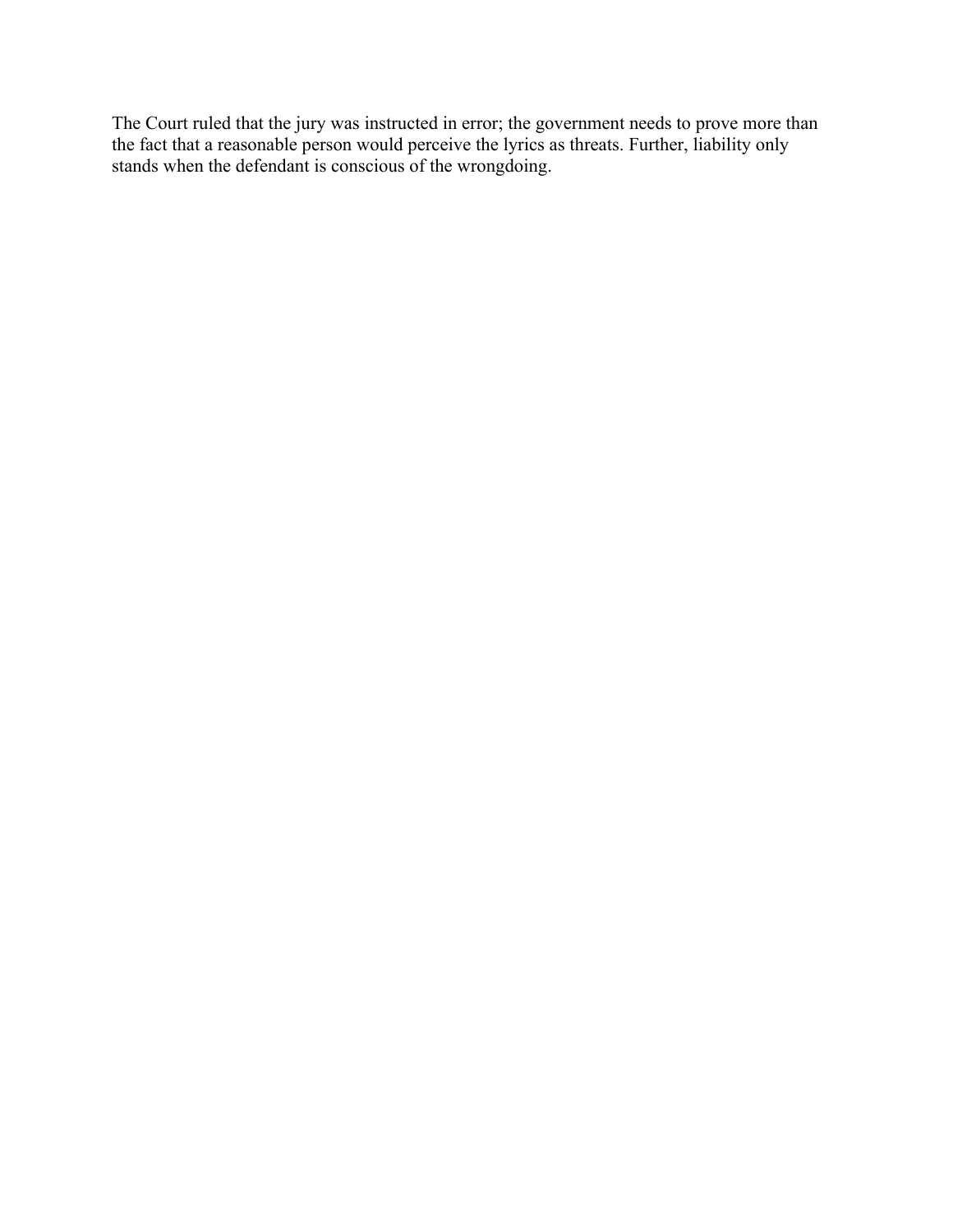The Court ruled that the jury was instructed in error; the government needs to prove more than the fact that a reasonable person would perceive the lyrics as threats. Further, liability only stands when the defendant is conscious of the wrongdoing.